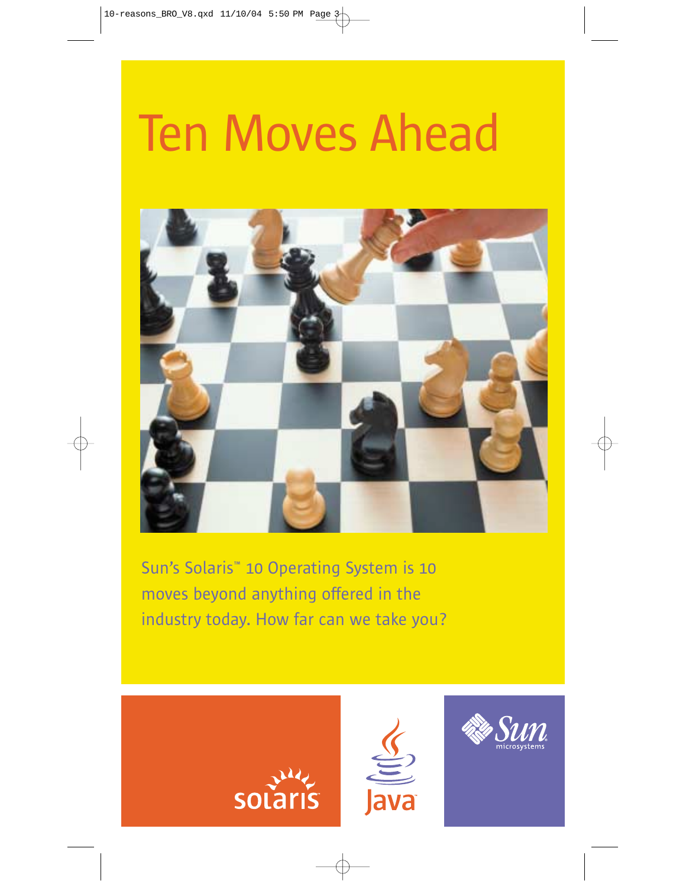# Ten Moves Ahead

Sun's Solaris™ 10 Operating System is 10 moves beyond anything offered in the industry today. How far can we take you?

solaris

Java

Sun microsystems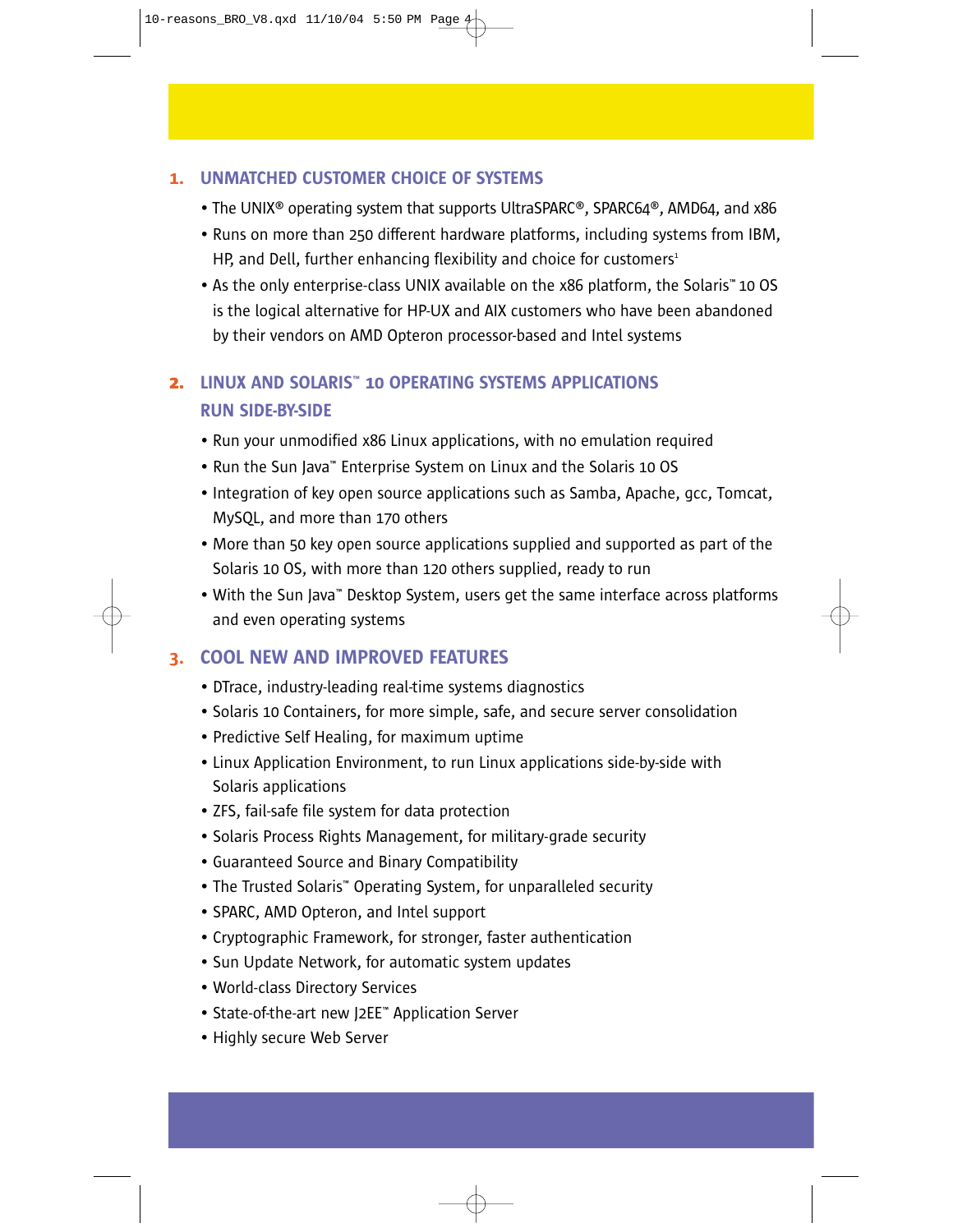## 1. UNMATCHED CUSTOMER CHOICE OF SYSTEMS

- The UNIX® operating system that supports UltraSPARC®, SPARC64®, AMD64, and x86
- Runs on more than 250 different hardware platforms, including systems from IBM, HP, and Dell, further enhancing flexibility and choice for customers[1]
- As the only enterprise-class UNIX available on the x86 platform, the Solaris™ 10 OS is the logical alternative for HP-UX and AIX customers who have been abandoned by their vendors on AMD Opteron processor-based and Intel systems

## 2. LINUX AND SOLARIS™ 10 OPERATING SYSTEMS APPLICATIONS RUN SIDE-BY-SIDE

- Run your unmodified x86 Linux applications, with no emulation required
- Run the Sun Java™ Enterprise System on Linux and the Solaris 10 OS
- Integration of key open source applications such as Samba, Apache, gcc, Tomcat, MySQL, and more than 170 others
- More than 50 key open source applications supplied and supported as part of the Solaris 10 OS, with more than 120 others supplied, ready to run
- With the Sun Java™ Desktop System, users get the same interface across platforms and even operating systems

## 3. COOL NEW AND IMPROVED FEATURES

- DTrace, industry-leading real-time systems diagnostics
- Solaris 10 Containers, for more simple, safe, and secure server consolidation
- Predictive Self Healing, for maximum uptime
- Linux Application Environment, to run Linux applications side-by-side with Solaris applications
- ZFS, fail-safe file system for data protection
- Solaris Process Rights Management, for military-grade security
- Guaranteed Source and Binary Compatibility
- The Trusted Solaris™ Operating System, for unparalleled security
- SPARC, AMD Opteron, and Intel support
- Cryptographic Framework, for stronger, faster authentication
- Sun Update Network, for automatic system updates
- World-class Directory Services
- State-of-the-art new J2EE™ Application Server
- Highly secure Web Server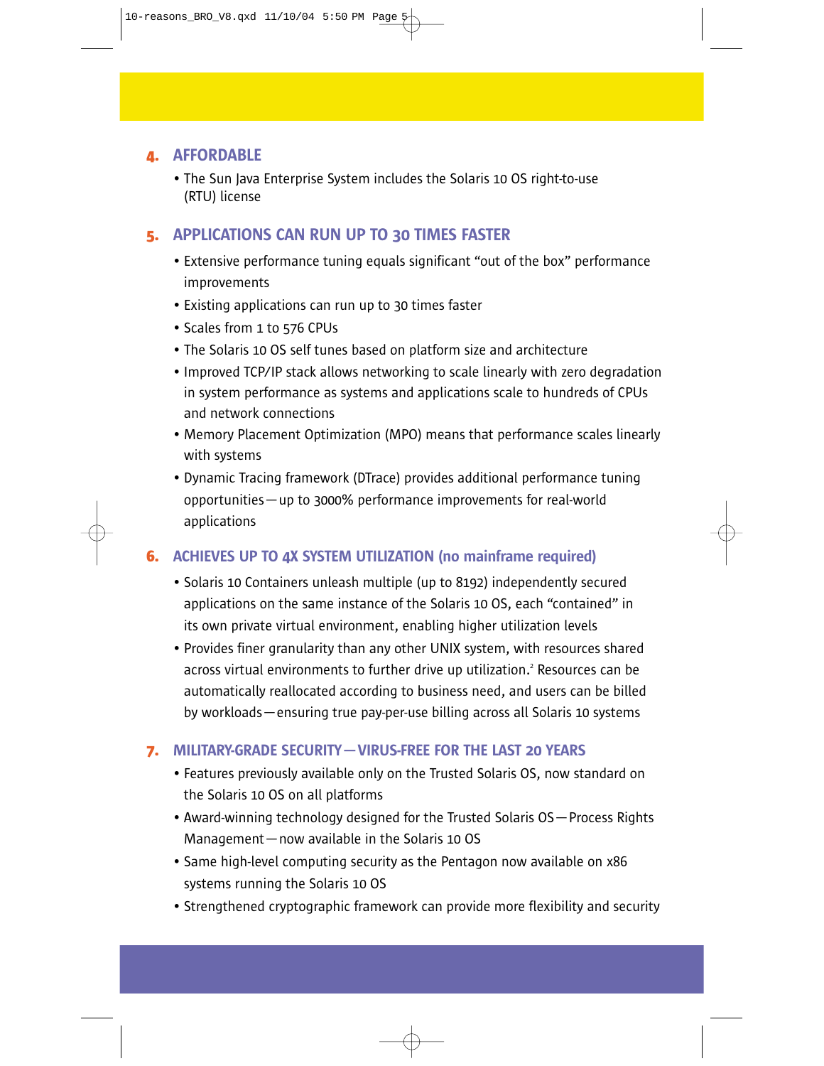## 4. AFFORDABLE

- The Sun Java Enterprise System includes the Solaris 10 OS right-to-use (RTU) license

## 5. APPLICATIONS CAN RUN UP TO 30 TIMES FASTER

- Extensive performance tuning equals significant “out of the box” performance improvements
- Existing applications can run up to 30 times faster
- Scales from 1 to 576 CPUs
- The Solaris 10 OS self tunes based on platform size and architecture
- Improved TCP/IP stack allows networking to scale linearly with zero degradation in system performance as systems and applications scale to hundreds of CPUs and network connections
- Memory Placement Optimization (MPO) means that performance scales linearly with systems
- Dynamic Tracing framework (DTrace) provides additional performance tuning opportunities—up to 3000% performance improvements for real-world applications

## 6. ACHIEVES UP TO 4X SYSTEM UTILIZATION (no mainframe required)

- Solaris 10 Containers unleash multiple (up to 8192) independently secured applications on the same instance of the Solaris 10 OS, each “contained” in its own private virtual environment, enabling higher utilization levels
- Provides finer granularity than any other UNIX system, with resources shared across virtual environments to further drive up utilization.[2] Resources can be automatically reallocated according to business need, and users can be billed by workloads—ensuring true pay-per-use billing across all Solaris 10 systems

## 7. MILITARY-GRADE SECURITY—VIRUS-FREE FOR THE LAST 20 YEARS

- Features previously available only on the Trusted Solaris OS, now standard on the Solaris 10 OS on all platforms
- Award-winning technology designed for the Trusted Solaris OS—Process Rights Management—now available in the Solaris 10 OS
- Same high-level computing security as the Pentagon now available on x86 systems running the Solaris 10 OS
- Strengthened cryptographic framework can provide more flexibility and security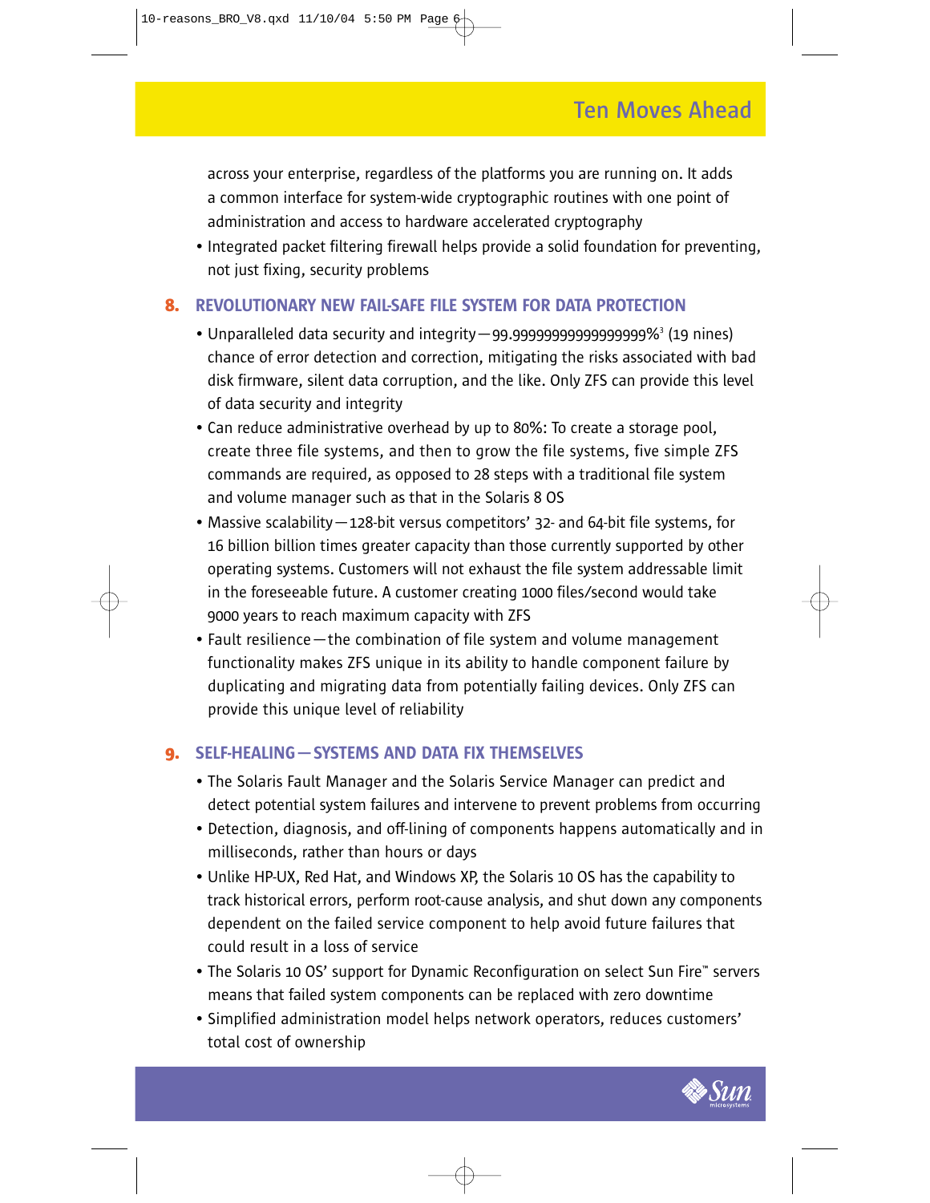across your enterprise, regardless of the platforms you are running on. It adds a common interface for system-wide cryptographic routines with one point of administration and access to hardware accelerated cryptography

- Integrated packet filtering firewall helps provide a solid foundation for preventing, not just fixing, security problems

## 8. REVOLUTIONARY NEW FAIL-SAFE FILE SYSTEM FOR DATA PROTECTION

- Unparalleled data security and integrity—99.99999999999999999%[3] (19 nines) chance of error detection and correction, mitigating the risks associated with bad disk firmware, silent data corruption, and the like. Only ZFS can provide this level of data security and integrity
- Can reduce administrative overhead by up to 80%: To create a storage pool, create three file systems, and then to grow the file systems, five simple ZFS commands are required, as opposed to 28 steps with a traditional file system and volume manager such as that in the Solaris 8 OS
- Massive scalability—128-bit versus competitors' 32- and 64-bit file systems, for 16 billion billion times greater capacity than those currently supported by other operating systems. Customers will not exhaust the file system addressable limit in the foreseeable future. A customer creating 1000 files/second would take 9000 years to reach maximum capacity with ZFS
- Fault resilience—the combination of file system and volume management functionality makes ZFS unique in its ability to handle component failure by duplicating and migrating data from potentially failing devices. Only ZFS can provide this unique level of reliability

## 9. SELF-HEALING—SYSTEMS AND DATA FIX THEMSELVES

- The Solaris Fault Manager and the Solaris Service Manager can predict and detect potential system failures and intervene to prevent problems from occurring
- Detection, diagnosis, and off-lining of components happens automatically and in milliseconds, rather than hours or days
- Unlike HP-UX, Red Hat, and Windows XP, the Solaris 10 OS has the capability to track historical errors, perform root-cause analysis, and shut down any components dependent on the failed service component to help avoid future failures that could result in a loss of service
- The Solaris 10 OS' support for Dynamic Reconfiguration on select Sun Fire™ servers means that failed system components can be replaced with zero downtime
- Simplified administration model helps network operators, reduces customers' total cost of ownership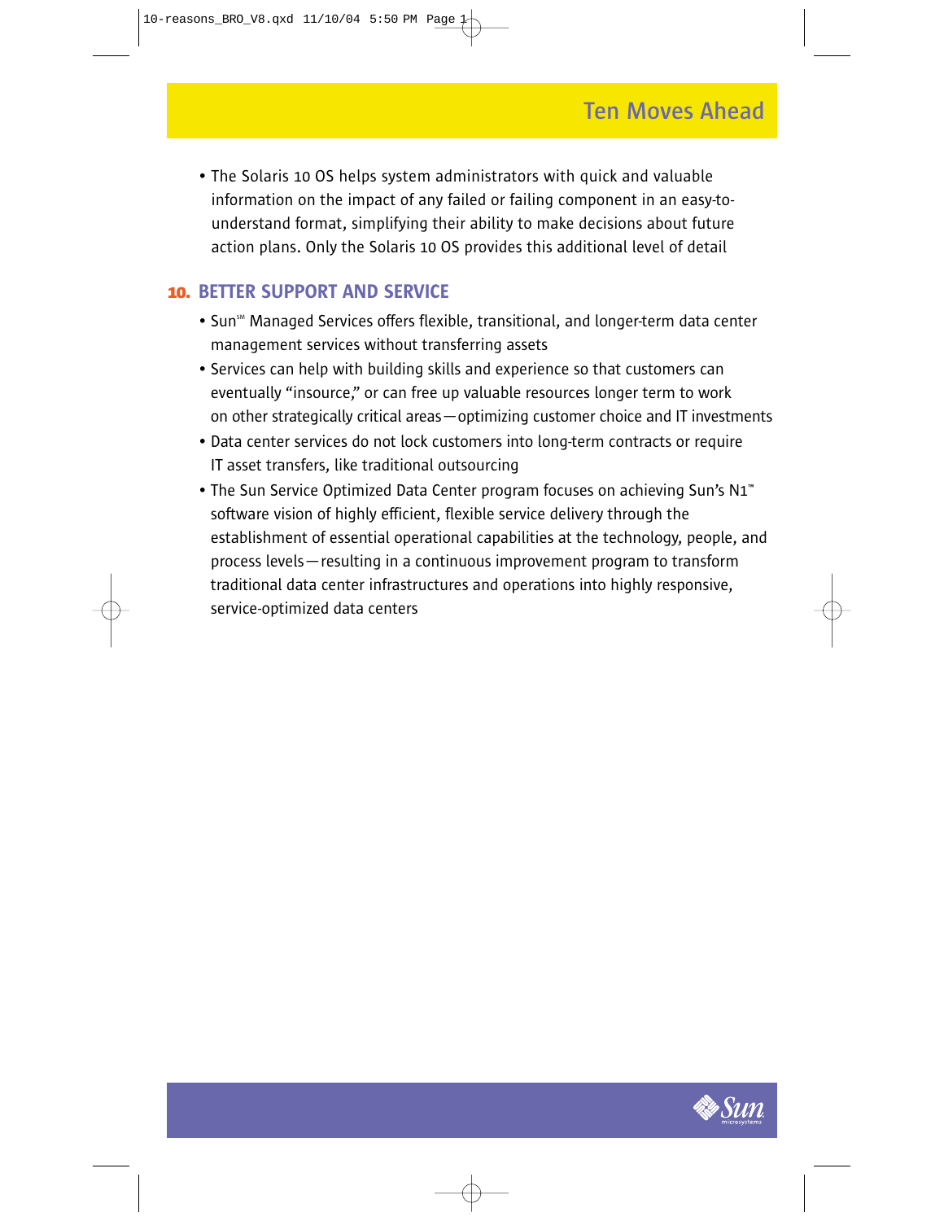- The Solaris 10 OS helps system administrators with quick and valuable information on the impact of any failed or failing component in an easy-to-understand format, simplifying their ability to make decisions about future action plans. Only the Solaris 10 OS provides this additional level of detail

## 10. BETTER SUPPORT AND SERVICE

- Sun℠ Managed Services offers flexible, transitional, and longer-term data center management services without transferring assets
- Services can help with building skills and experience so that customers can eventually "insource," or can free up valuable resources longer term to work on other strategically critical areas—optimizing customer choice and IT investments
- Data center services do not lock customers into long-term contracts or require IT asset transfers, like traditional outsourcing
- The Sun Service Optimized Data Center program focuses on achieving Sun's N1™ software vision of highly efficient, flexible service delivery through the establishment of essential operational capabilities at the technology, people, and process levels—resulting in a continuous improvement program to transform traditional data center infrastructures and operations into highly responsive, service-optimized data centers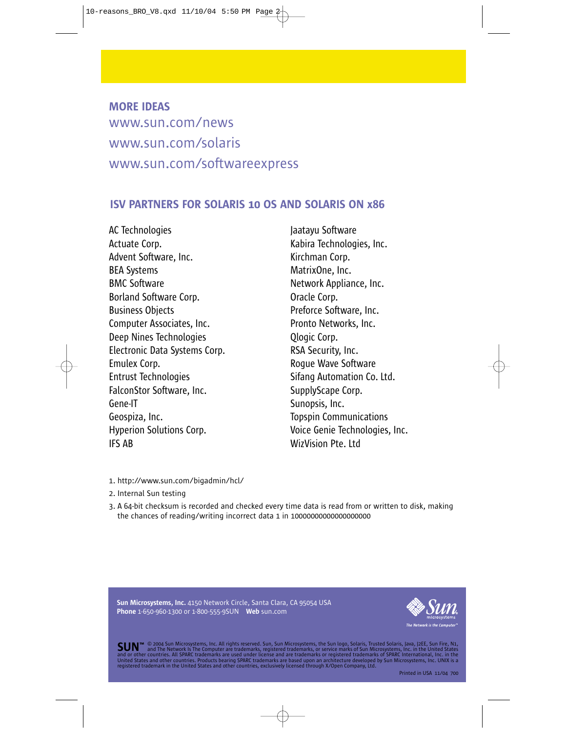## MORE IDEAS

www.sun.com/news

www.sun.com/solaris

www.sun.com/softwareexpress

## ISV PARTNERS FOR SOLARIS 10 OS AND SOLARIS ON x86

AC Technologies
Actuate Corp.
Advent Software, Inc.
BEA Systems
BMC Software
Borland Software Corp.
Business Objects
Computer Associates, Inc.
Deep Nines Technologies
Electronic Data Systems Corp.
Emulex Corp.
Entrust Technologies
FalconStor Software, Inc.
Gene-IT
Geospiza, Inc.
Hyperion Solutions Corp.
IFS AB
Jaatayu Software
Kabira Technologies, Inc.
Kirchman Corp.
MatrixOne, Inc.
Network Appliance, Inc.
Oracle Corp.
Preforce Software, Inc.
Pronto Networks, Inc.
Qlogic Corp.
RSA Security, Inc.
Rogue Wave Software
Sifang Automation Co. Ltd.
SupplyScape Corp.
Sunopsis, Inc.
Topspin Communications
Voice Genie Technologies, Inc.
WizVision Pte. Ltd

1. http://www.sun.com/bigadmin/hcl/
2. Internal Sun testing
3. A 64-bit checksum is recorded and checked every time data is read from or written to disk, making the chances of reading/writing incorrect data 1 in 10000000000000000000

**Sun Microsystems, Inc.** 4150 Network Circle, Santa Clara, CA 95054 USA
**Phone** 1-650-960-1300 or 1-800-555-9SUN **Web** sun.com

Sun microsystems
*The Network is the Computer™*

**SUN™** © 2004 Sun Microsystems, Inc. All rights reserved. Sun, Sun Microsystems, the Sun logo, Solaris, Trusted Solaris, Java, J2EE, Sun Fire, N1, and The Network Is The Computer are trademarks, registered trademarks, or service marks of Sun Microsystems, Inc. in the United States and or other countries. All SPARC trademarks are used under license and are trademarks or registered trademarks of SPARC International, Inc. in the United States and other countries. Products bearing SPARC trademarks are based upon an architecture developed by Sun Microsystems, Inc. UNIX is a registered trademark in the United States and other countries, exclusively licensed through X/Open Company, Ltd.

Printed in USA 11/04 700